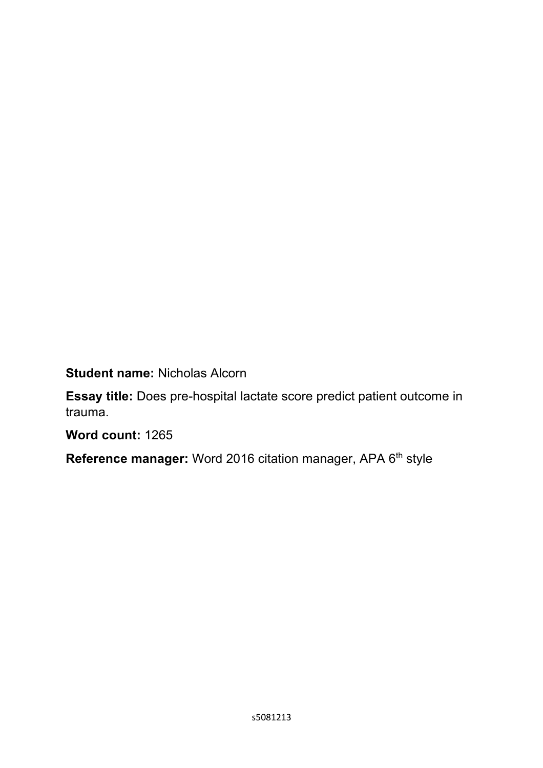**Student name:** Nicholas Alcorn

**Essay title:** Does pre-hospital lactate score predict patient outcome in trauma.

**Word count:** 1265

**Reference manager:** Word 2016 citation manager, APA 6th style

s5081213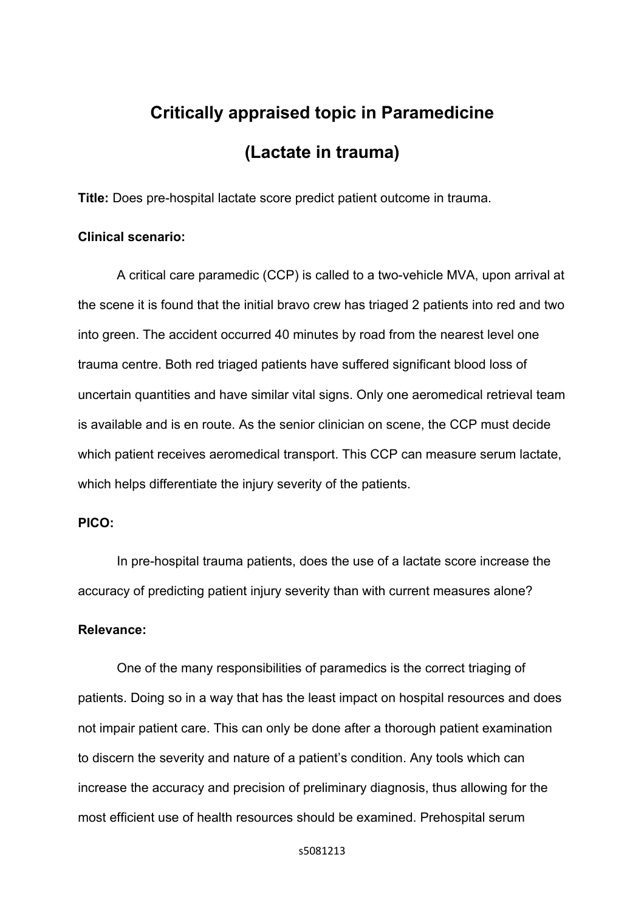# Critically appraised topic in Paramedicine

# (Lactate in trauma)

**Title:** Does pre-hospital lactate score predict patient outcome in trauma.

**Clinical scenario:**

A critical care paramedic (CCP) is called to a two-vehicle MVA, upon arrival at the scene it is found that the initial bravo crew has triaged 2 patients into red and two into green. The accident occurred 40 minutes by road from the nearest level one trauma centre. Both red triaged patients have suffered significant blood loss of uncertain quantities and have similar vital signs. Only one aeromedical retrieval team is available and is en route. As the senior clinician on scene, the CCP must decide which patient receives aeromedical transport. This CCP can measure serum lactate, which helps differentiate the injury severity of the patients.

**PICO:**

In pre-hospital trauma patients, does the use of a lactate score increase the accuracy of predicting patient injury severity than with current measures alone?

**Relevance:**

One of the many responsibilities of paramedics is the correct triaging of patients. Doing so in a way that has the least impact on hospital resources and does not impair patient care. This can only be done after a thorough patient examination to discern the severity and nature of a patient's condition. Any tools which can increase the accuracy and precision of preliminary diagnosis, thus allowing for the most efficient use of health resources should be examined. Prehospital serum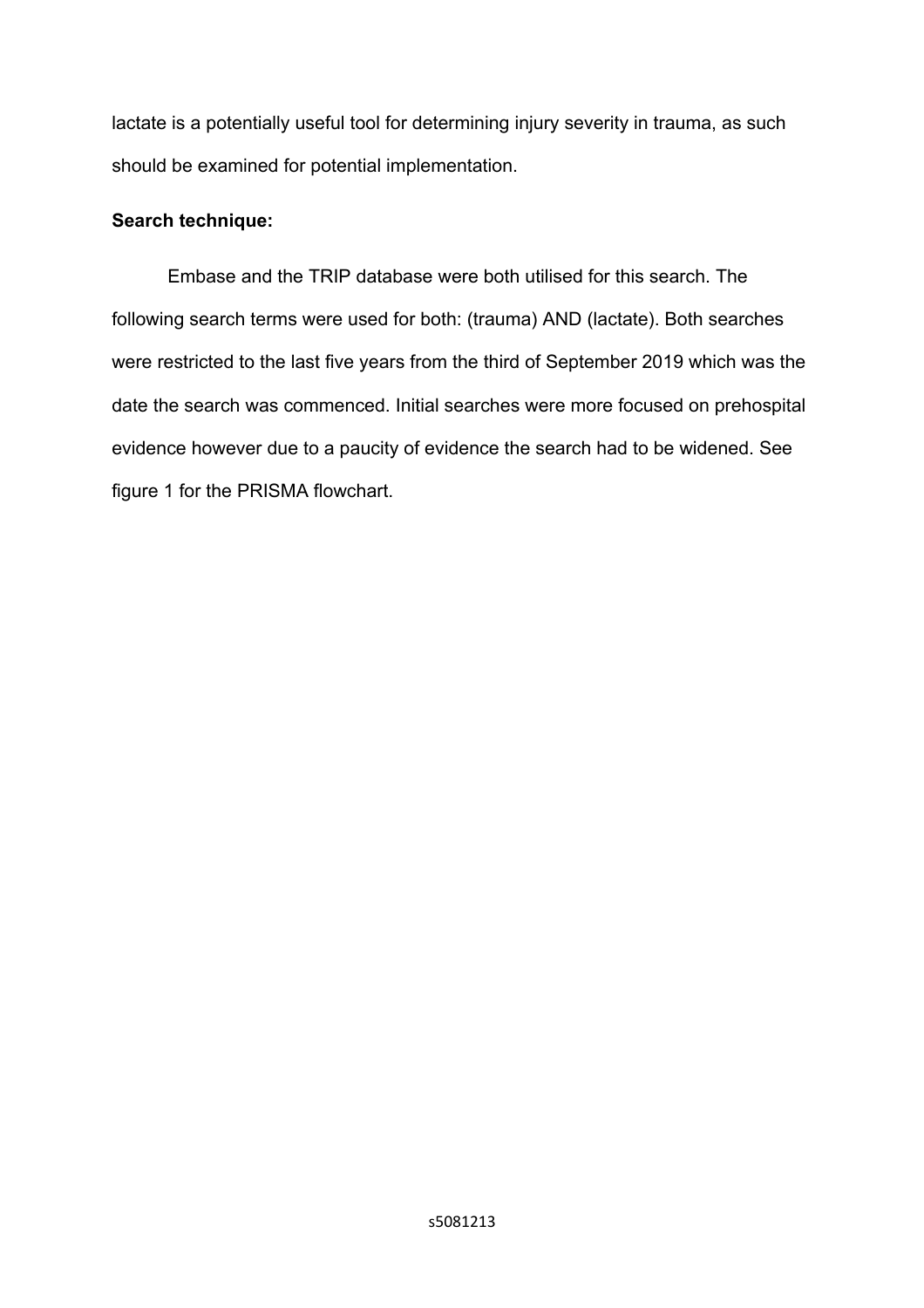lactate is a potentially useful tool for determining injury severity in trauma, as such should be examined for potential implementation.

**Search technique:**

Embase and the TRIP database were both utilised for this search. The following search terms were used for both: (trauma) AND (lactate). Both searches were restricted to the last five years from the third of September 2019 which was the date the search was commenced. Initial searches were more focused on prehospital evidence however due to a paucity of evidence the search had to be widened. See figure 1 for the PRISMA flowchart.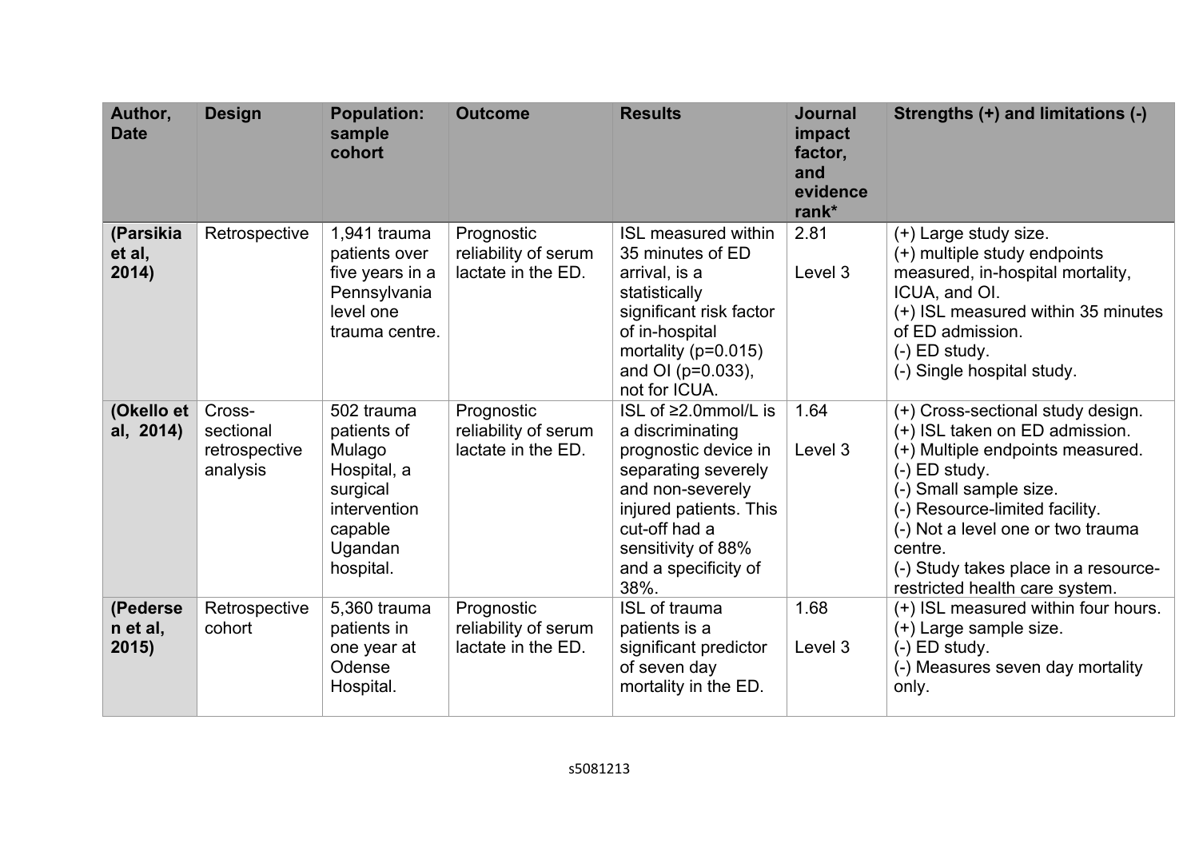| Author, Date | Design | Population: sample cohort | Outcome | Results | Journal impact factor, and evidence rank* | Strengths (+) and limitations (-) |
|---|---|---|---|---|---|---|
| **(Parsikia et al, 2014)** | Retrospective | 1,941 trauma patients over five years in a Pennsylvania level one trauma centre. | Prognostic reliability of serum lactate in the ED. | ISL measured within 35 minutes of ED arrival, is a statistically significant risk factor of in-hospital mortality (p=0.015) and OI (p=0.033), not for ICUA. | 2.81<br><br>Level 3 | (+) Large study size.<br>(+) multiple study endpoints measured, in-hospital mortality, ICUA, and OI.<br>(+) ISL measured within 35 minutes of ED admission.<br>(-) ED study.<br>(-) Single hospital study. |
| **(Okello et al, 2014)** | Cross-sectional retrospective analysis | 502 trauma patients of Mulago Hospital, a surgical intervention capable Ugandan hospital. | Prognostic reliability of serum lactate in the ED. | ISL of ≥2.0mmol/L is a discriminating prognostic device in separating severely and non-severely injured patients. This cut-off had a sensitivity of 88% and a specificity of 38%. | 1.64<br><br>Level 3 | (+) Cross-sectional study design.<br>(+) ISL taken on ED admission.<br>(+) Multiple endpoints measured.<br>(-) ED study.<br>(-) Small sample size.<br>(-) Resource-limited facility.<br>(-) Not a level one or two trauma centre.<br>(-) Study takes place in a resource-restricted health care system. |
| **(Pedersen et al, 2015)** | Retrospective cohort | 5,360 trauma patients in one year at Odense Hospital. | Prognostic reliability of serum lactate in the ED. | ISL of trauma patients is a significant predictor of seven day mortality in the ED. | 1.68<br><br>Level 3 | (+) ISL measured within four hours.<br>(+) Large sample size.<br>(-) ED study.<br>(-) Measures seven day mortality only. |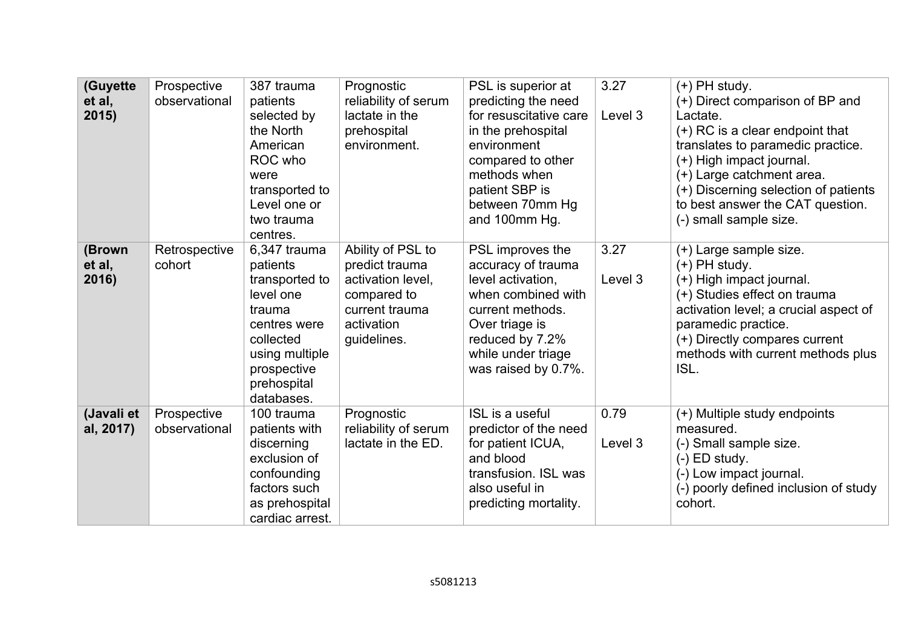| | | | | | | |
|---|---|---|---|---|---|---|
| **(Guyette et al, 2015)** | Prospective observational | 387 trauma patients selected by the North American ROC who were transported to Level one or two trauma centres. | Prognostic reliability of serum lactate in the prehospital environment. | PSL is superior at predicting the need for resuscitative care in the prehospital environment compared to other methods when patient SBP is between 70mm Hg and 100mm Hg. | 3.27<br><br>Level 3 | (+) PH study.<br>(+) Direct comparison of BP and Lactate.<br>(+) RC is a clear endpoint that translates to paramedic practice.<br>(+) High impact journal.<br>(+) Large catchment area.<br>(+) Discerning selection of patients to best answer the CAT question.<br>(-) small sample size. |
| **(Brown et al, 2016)** | Retrospective cohort | 6,347 trauma patients transported to level one trauma centres were collected using multiple prospective prehospital databases. | Ability of PSL to predict trauma activation level, compared to current trauma activation guidelines. | PSL improves the accuracy of trauma level activation, when combined with current methods. Over triage is reduced by 7.2% while under triage was raised by 0.7%. | 3.27<br><br>Level 3 | (+) Large sample size.<br>(+) PH study.<br>(+) High impact journal.<br>(+) Studies effect on trauma activation level; a crucial aspect of paramedic practice.<br>(+) Directly compares current methods with current methods plus ISL. |
| **(Javali et al, 2017)** | Prospective observational | 100 trauma patients with discerning exclusion of confounding factors such as prehospital cardiac arrest. | Prognostic reliability of serum lactate in the ED. | ISL is a useful predictor of the need for patient ICUA, and blood transfusion. ISL was also useful in predicting mortality. | 0.79<br><br>Level 3 | (+) Multiple study endpoints measured.<br>(-) Small sample size.<br>(-) ED study.<br>(-) Low impact journal.<br>(-) poorly defined inclusion of study cohort. |

s5081213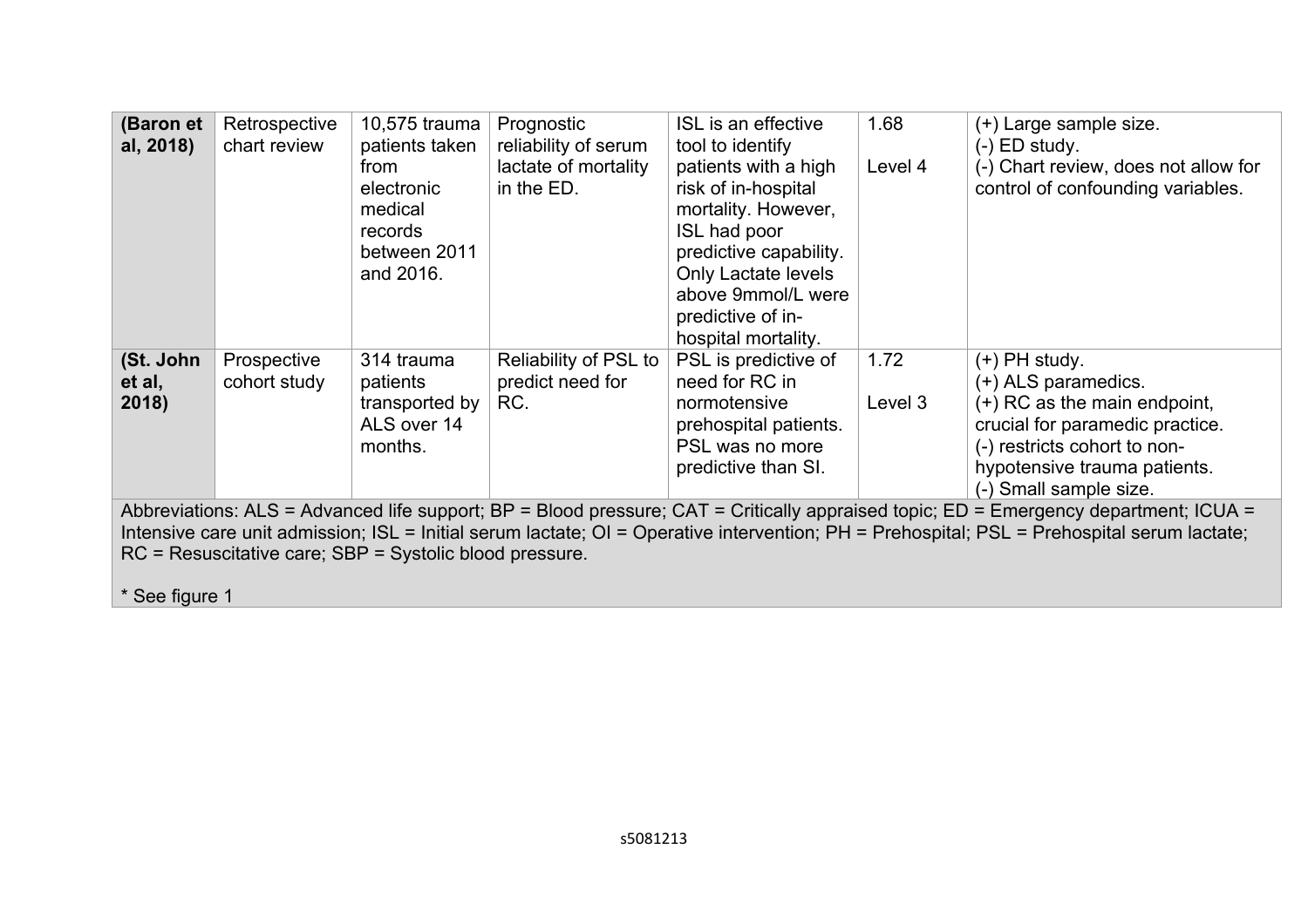| | | | | | | |
|---|---|---|---|---|---|---|
| **(Baron et al, 2018)** | Retrospective chart review | 10,575 trauma patients taken from electronic medical records between 2011 and 2016. | Prognostic reliability of serum lactate of mortality in the ED. | ISL is an effective tool to identify patients with a high risk of in-hospital mortality. However, ISL had poor predictive capability. Only Lactate levels above 9mmol/L were predictive of in-hospital mortality. | 1.68<br><br>Level 4 | (+) Large sample size.<br>(-) ED study.<br>(-) Chart review, does not allow for control of confounding variables. |
| **(St. John et al, 2018)** | Prospective cohort study | 314 trauma patients transported by ALS over 14 months. | Reliability of PSL to predict need for RC. | PSL is predictive of need for RC in normotensive prehospital patients. PSL was no more predictive than SI. | 1.72<br><br>Level 3 | (+) PH study.<br>(+) ALS paramedics.<br>(+) RC as the main endpoint, crucial for paramedic practice.<br>(-) restricts cohort to non-hypotensive trauma patients.<br>(-) Small sample size. |

Abbreviations: ALS = Advanced life support; BP = Blood pressure; CAT = Critically appraised topic; ED = Emergency department; ICUA = Intensive care unit admission; ISL = Initial serum lactate; OI = Operative intervention; PH = Prehospital; PSL = Prehospital serum lactate; RC = Resuscitative care; SBP = Systolic blood pressure.

* See figure 1

s5081213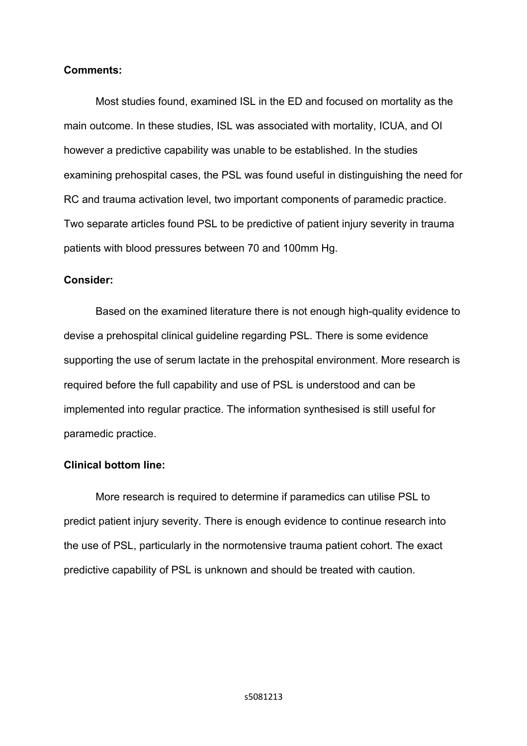**Comments:**

Most studies found, examined ISL in the ED and focused on mortality as the main outcome. In these studies, ISL was associated with mortality, ICUA, and OI however a predictive capability was unable to be established. In the studies examining prehospital cases, the PSL was found useful in distinguishing the need for RC and trauma activation level, two important components of paramedic practice. Two separate articles found PSL to be predictive of patient injury severity in trauma patients with blood pressures between 70 and 100mm Hg.

**Consider:**

Based on the examined literature there is not enough high-quality evidence to devise a prehospital clinical guideline regarding PSL. There is some evidence supporting the use of serum lactate in the prehospital environment. More research is required before the full capability and use of PSL is understood and can be implemented into regular practice. The information synthesised is still useful for paramedic practice.

**Clinical bottom line:**

More research is required to determine if paramedics can utilise PSL to predict patient injury severity. There is enough evidence to continue research into the use of PSL, particularly in the normotensive trauma patient cohort. The exact predictive capability of PSL is unknown and should be treated with caution.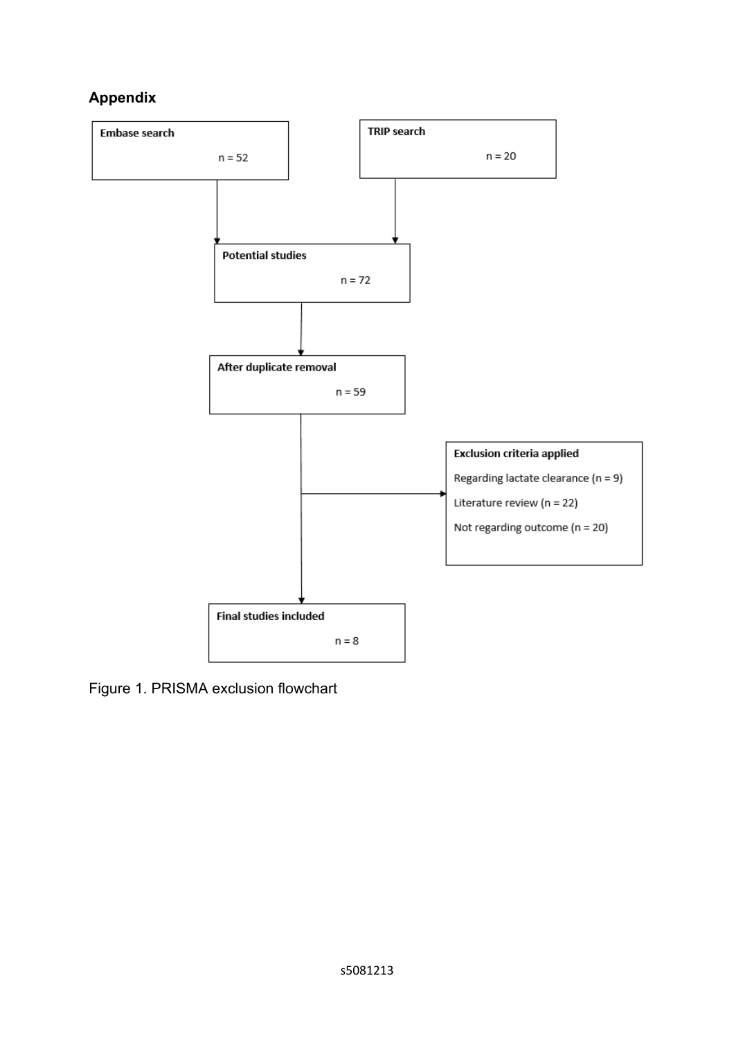## Appendix

**Embase search**

n = 52

**TRIP search**

n = 20

**Potential studies**

n = 72

**After duplicate removal**

n = 59

**Exclusion criteria applied**

Regarding lactate clearance (n = 9)

Literature review (n = 22)

Not regarding outcome (n = 20)

**Final studies included**

n = 8

Figure 1. PRISMA exclusion flowchart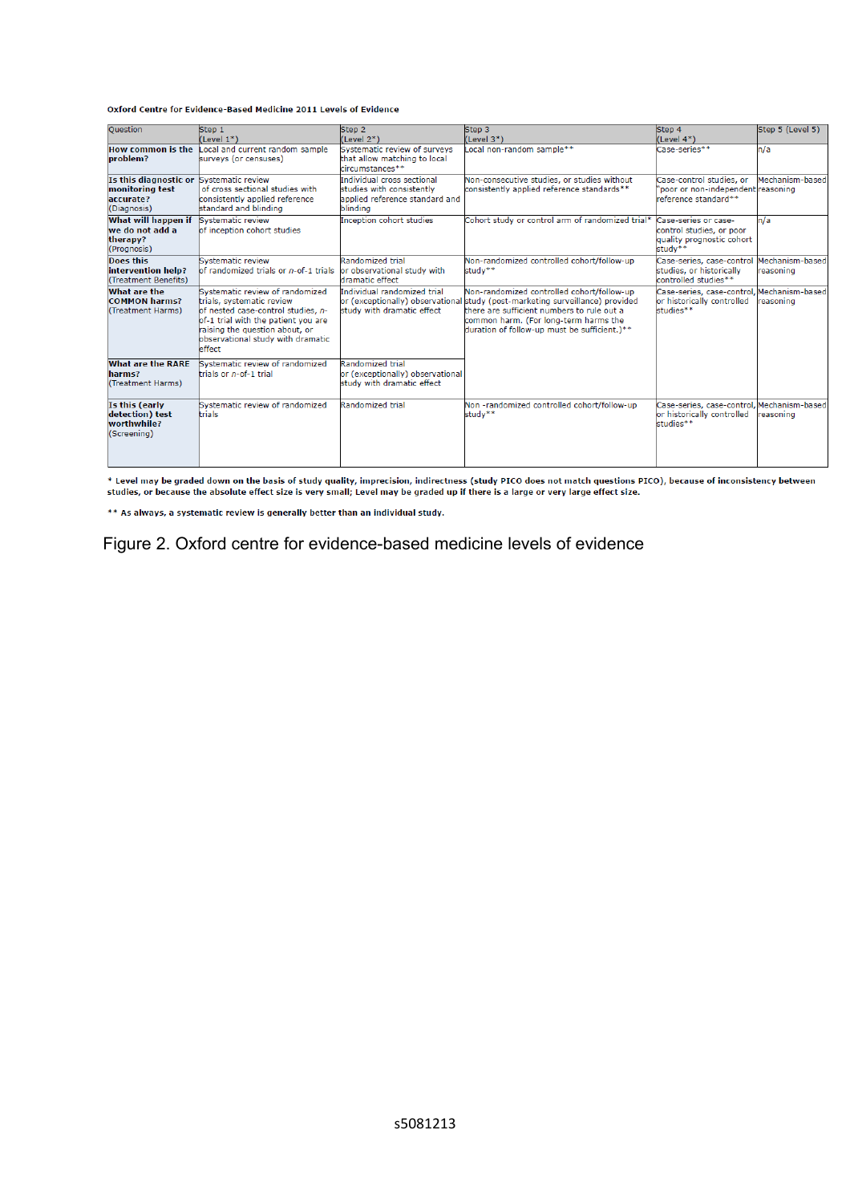**Oxford Centre for Evidence-Based Medicine 2011 Levels of Evidence**

| Question | Step 1 (Level 1*) | Step 2 (Level 2*) | Step 3 (Level 3*) | Step 4 (Level 4*) | Step 5 (Level 5) |
|---|---|---|---|---|---|
| **How common is the problem?** | Local and current random sample surveys (or censuses) | Systematic review of surveys that allow matching to local circumstances** | Local non-random sample** | Case-series** | n/a |
| **Is this diagnostic or monitoring test accurate?** (Diagnosis) | Systematic review of cross sectional studies with consistently applied reference standard and blinding | Individual cross sectional studies with consistently applied reference standard and blinding | Non-consecutive studies, or studies without consistently applied reference standards** | Case-control studies, or "poor or non-independent reference standard** | Mechanism-based reasoning |
| **What will happen if we do not add a therapy?** (Prognosis) | Systematic review of inception cohort studies | Inception cohort studies | Cohort study or control arm of randomized trial* | Case-series or case-control studies, or poor quality prognostic cohort study** | n/a |
| **Does this intervention help?** (Treatment Benefits) | Systematic review of randomized trials or *n*-of-1 trials | Randomized trial or observational study with dramatic effect | Non-randomized controlled cohort/follow-up study** | Case-series, case-control studies, or historically controlled studies** | Mechanism-based reasoning |
| **What are the COMMON harms?** (Treatment Harms) | Systematic review of randomized trials, systematic review of nested case-control studies, *n*-of-1 trial with the patient you are raising the question about, or observational study with dramatic effect | Individual randomized trial or (exceptionally) observational study with dramatic effect | Non-randomized controlled cohort/follow-up study (post-marketing surveillance) provided there are sufficient numbers to rule out a common harm. (For long-term harms the duration of follow-up must be sufficient.)** | Case-series, case-control, or historically controlled studies** | Mechanism-based reasoning |
| **What are the RARE harms?** (Treatment Harms) | Systematic review of randomized trials or *n*-of-1 trial | Randomized trial or (exceptionally) observational study with dramatic effect | | | |
| **Is this (early detection) test worthwhile?** (Screening) | Systematic review of randomized trials | Randomized trial | Non -randomized controlled cohort/follow-up study** | Case-series, case-control, or historically controlled studies** | Mechanism-based reasoning |

**\* Level may be graded down on the basis of study quality, imprecision, indirectness (study PICO does not match questions PICO), because of inconsistency between studies, or because the absolute effect size is very small; Level may be graded up if there is a large or very large effect size.**

**\*\* As always, a systematic review is generally better than an individual study.**

Figure 2. Oxford centre for evidence-based medicine levels of evidence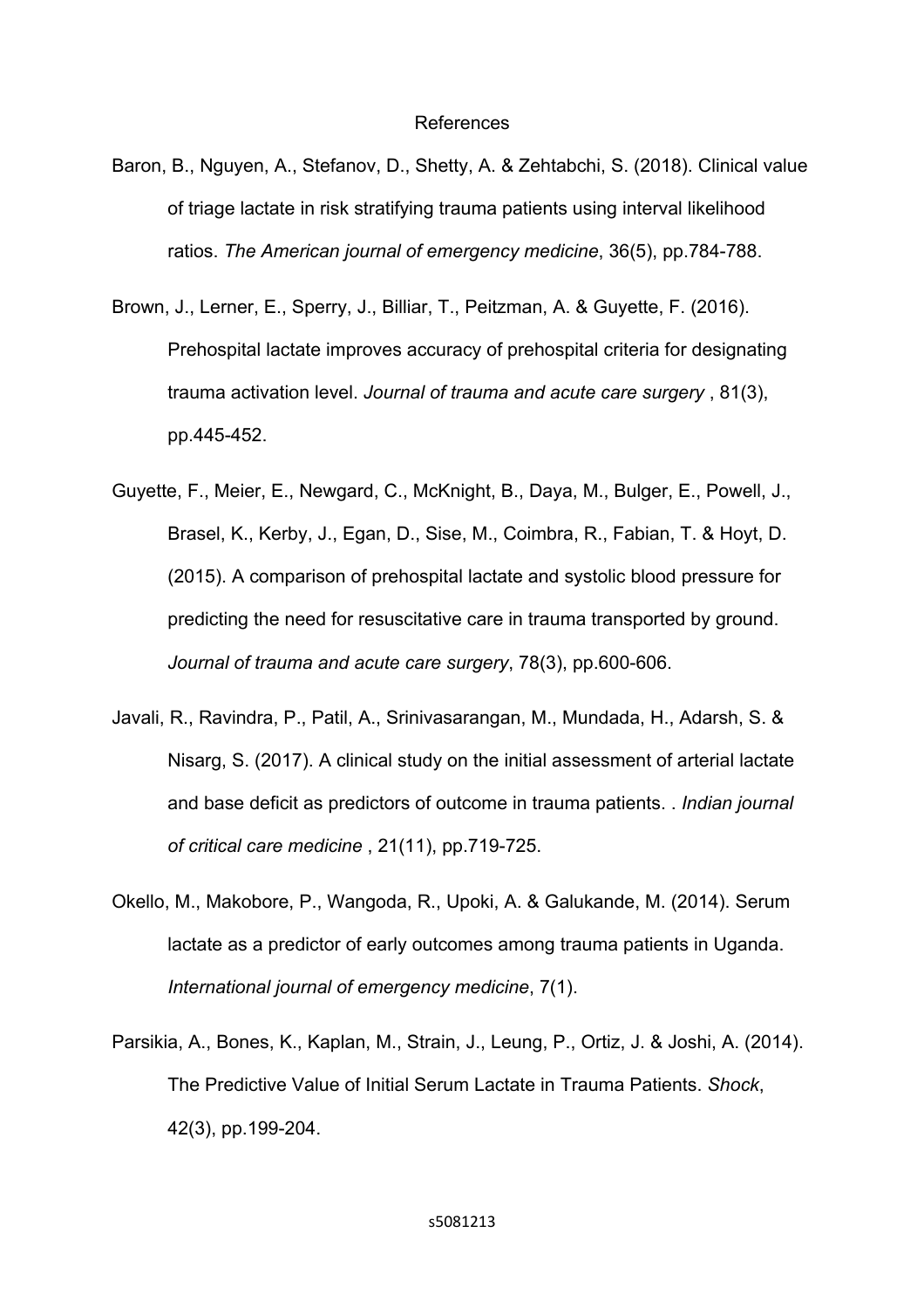# References

Baron, B., Nguyen, A., Stefanov, D., Shetty, A. & Zehtabchi, S. (2018). Clinical value of triage lactate in risk stratifying trauma patients using interval likelihood ratios. *The American journal of emergency medicine*, 36(5), pp.784-788.

Brown, J., Lerner, E., Sperry, J., Billiar, T., Peitzman, A. & Guyette, F. (2016). Prehospital lactate improves accuracy of prehospital criteria for designating trauma activation level. *Journal of trauma and acute care surgery* , 81(3), pp.445-452.

Guyette, F., Meier, E., Newgard, C., McKnight, B., Daya, M., Bulger, E., Powell, J., Brasel, K., Kerby, J., Egan, D., Sise, M., Coimbra, R., Fabian, T. & Hoyt, D. (2015). A comparison of prehospital lactate and systolic blood pressure for predicting the need for resuscitative care in trauma transported by ground. *Journal of trauma and acute care surgery*, 78(3), pp.600-606.

Javali, R., Ravindra, P., Patil, A., Srinivasarangan, M., Mundada, H., Adarsh, S. & Nisarg, S. (2017). A clinical study on the initial assessment of arterial lactate and base deficit as predictors of outcome in trauma patients. . *Indian journal of critical care medicine* , 21(11), pp.719-725.

Okello, M., Makobore, P., Wangoda, R., Upoki, A. & Galukande, M. (2014). Serum lactate as a predictor of early outcomes among trauma patients in Uganda. *International journal of emergency medicine*, 7(1).

Parsikia, A., Bones, K., Kaplan, M., Strain, J., Leung, P., Ortiz, J. & Joshi, A. (2014). The Predictive Value of Initial Serum Lactate in Trauma Patients. *Shock*, 42(3), pp.199-204.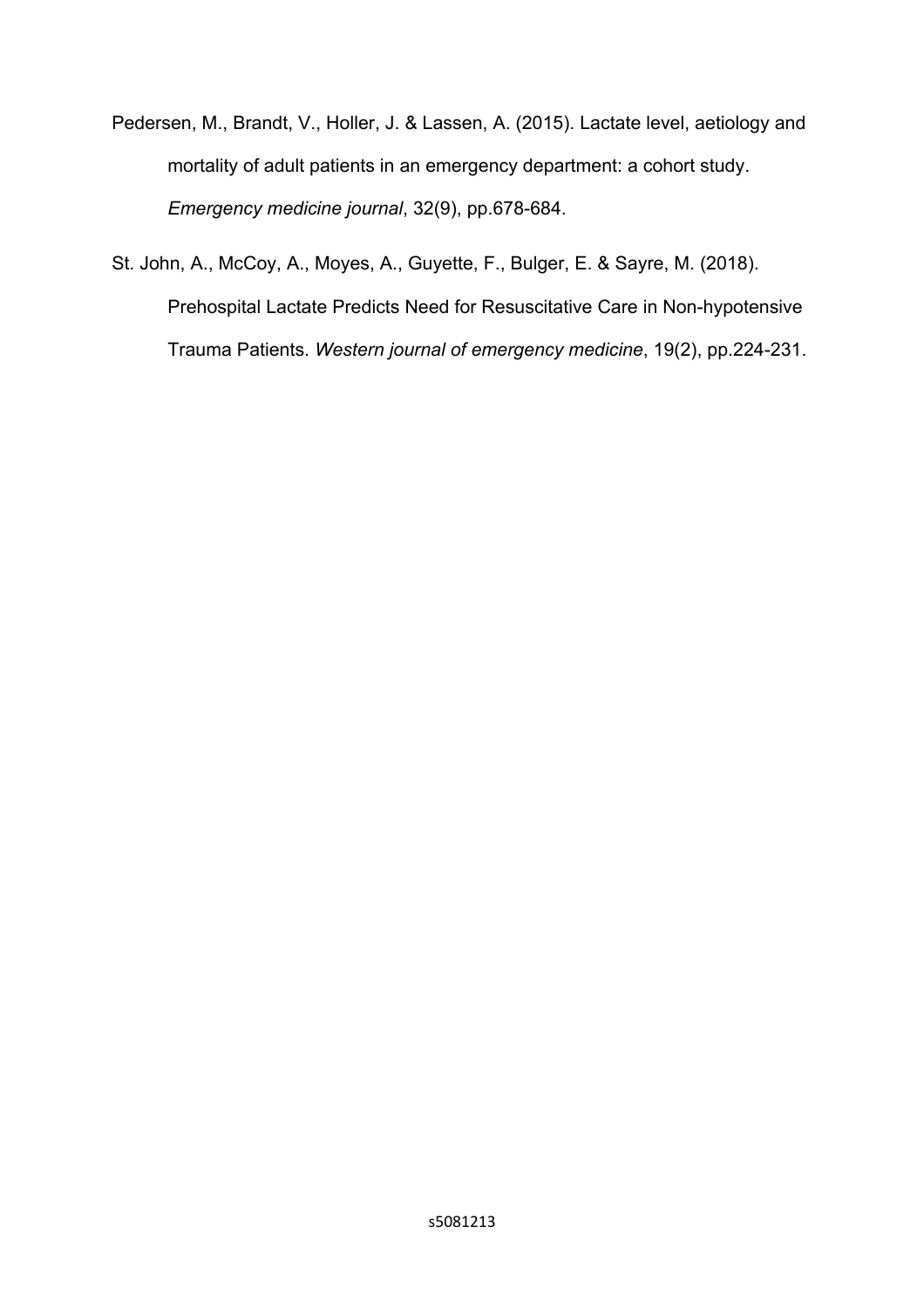Pedersen, M., Brandt, V., Holler, J. & Lassen, A. (2015). Lactate level, aetiology and mortality of adult patients in an emergency department: a cohort study. *Emergency medicine journal*, 32(9), pp.678-684.

St. John, A., McCoy, A., Moyes, A., Guyette, F., Bulger, E. & Sayre, M. (2018). Prehospital Lactate Predicts Need for Resuscitative Care in Non-hypotensive Trauma Patients. *Western journal of emergency medicine*, 19(2), pp.224-231.